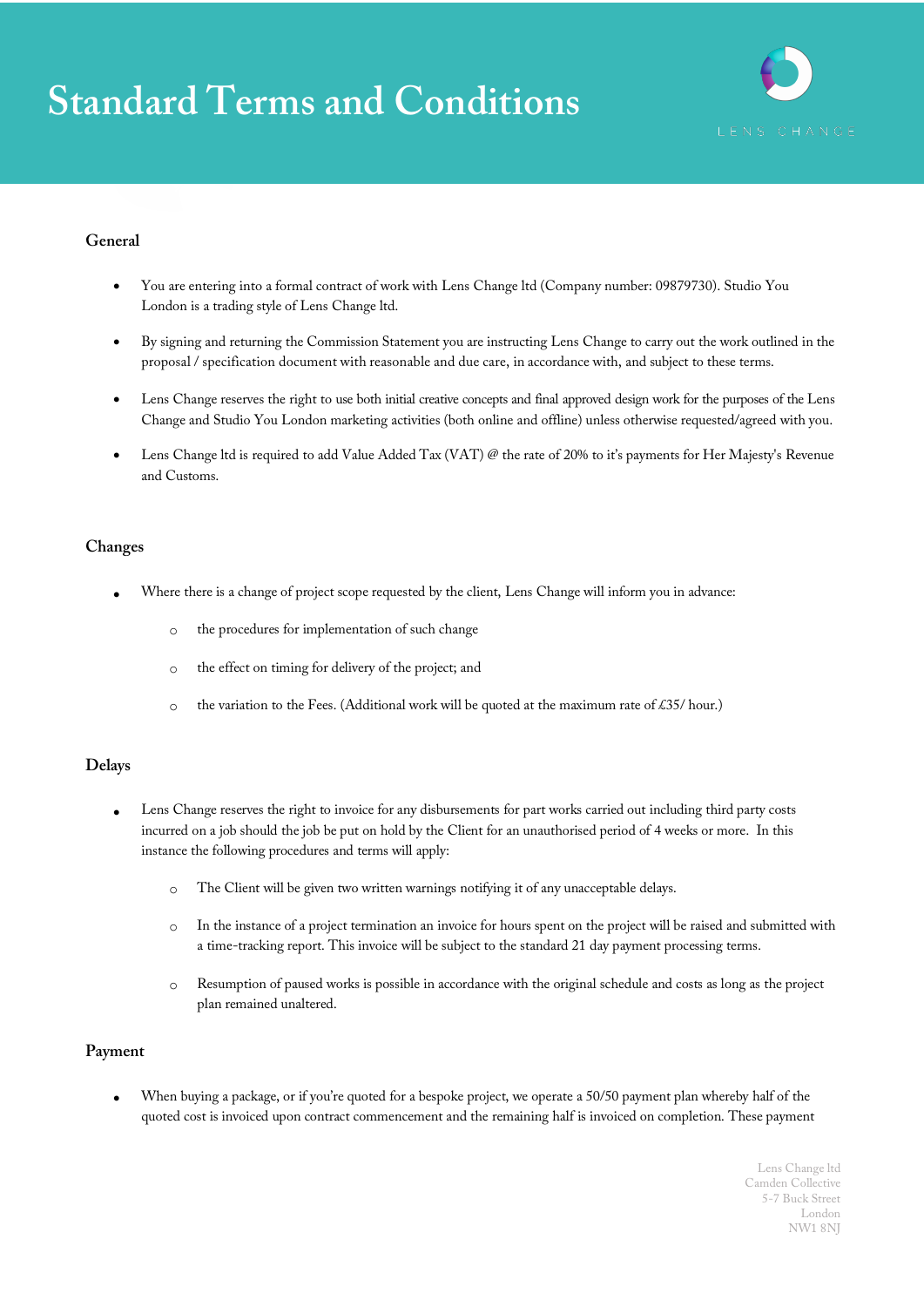# Standard Terms and Conditions

LENS CHANGE

## General

- You are entering into a formal contract of work with Lens Change ltd (Company number: 09879730). Studio You London is a trading style of Lens Change ltd.
- By signing and returning the Commission Statement you are instructing Lens Change to carry out the work outlined in the proposal / specification document with reasonable and due care, in accordance with, and subject to these terms.
- Lens Change reserves the right to use both initial creative concepts and final approved design work for the purposes of the Lens Change and Studio You London marketing activities (both online and offline) unless otherwise requested/agreed with you.
- Lens Change ltd is required to add Value Added Tax (VAT) @ the rate of 20% to it's payments for Her Majesty's Revenue and Customs.

## Changes

- Where there is a change of project scope requested by the client, Lens Change will inform you in advance:
    - the procedures for implementation of such change
    - the effect on timing for delivery of the project; and
    - the variation to the Fees. (Additional work will be quoted at the maximum rate of £35/ hour.)

## Delays

- Lens Change reserves the right to invoice for any disbursements for part works carried out including third party costs incurred on a job should the job be put on hold by the Client for an unauthorised period of 4 weeks or more. In this instance the following procedures and terms will apply:
    - The Client will be given two written warnings notifying it of any unacceptable delays.
    - In the instance of a project termination an invoice for hours spent on the project will be raised and submitted with a time-tracking report. This invoice will be subject to the standard 21 day payment processing terms.
    - Resumption of paused works is possible in accordance with the original schedule and costs as long as the project plan remained unaltered.

## Payment

- When buying a package, or if you're quoted for a bespoke project, we operate a 50/50 payment plan whereby half of the quoted cost is invoiced upon contract commencement and the remaining half is invoiced on completion. These payment

Lens Change ltd
Camden Collective
5-7 Buck Street
London
NW1 8NJ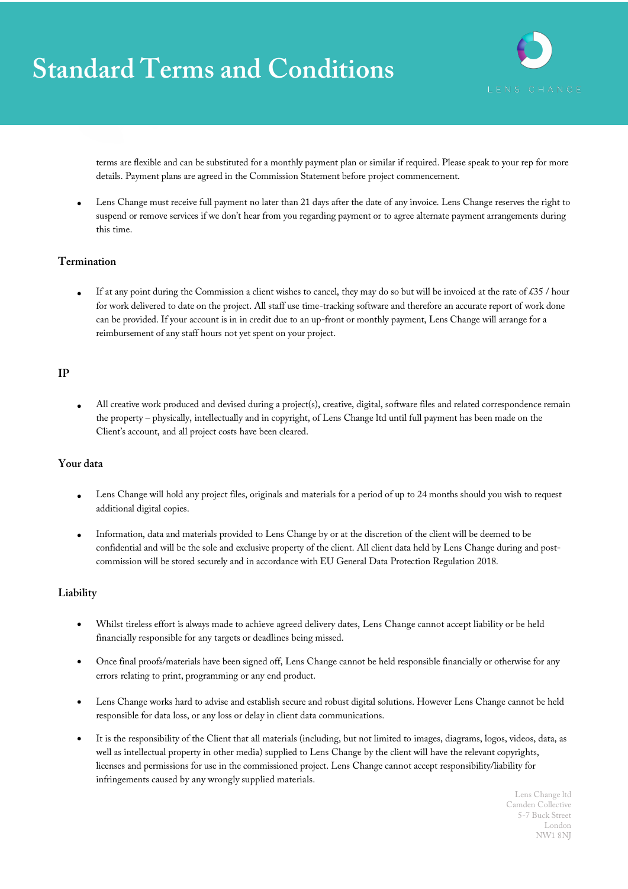terms are flexible and can be substituted for a monthly payment plan or similar if required. Please speak to your rep for more details. Payment plans are agreed in the Commission Statement before project commencement.

- Lens Change must receive full payment no later than 21 days after the date of any invoice. Lens Change reserves the right to suspend or remove services if we don't hear from you regarding payment or to agree alternate payment arrangements during this time.

### Termination

- If at any point during the Commission a client wishes to cancel, they may do so but will be invoiced at the rate of £35 / hour for work delivered to date on the project. All staff use time-tracking software and therefore an accurate report of work done can be provided. If your account is in in credit due to an up-front or monthly payment, Lens Change will arrange for a reimbursement of any staff hours not yet spent on your project.

### IP

- All creative work produced and devised during a project(s), creative, digital, software files and related correspondence remain the property – physically, intellectually and in copyright, of Lens Change ltd until full payment has been made on the Client's account, and all project costs have been cleared.

### Your data

- Lens Change will hold any project files, originals and materials for a period of up to 24 months should you wish to request additional digital copies.

- Information, data and materials provided to Lens Change by or at the discretion of the client will be deemed to be confidential and will be the sole and exclusive property of the client. All client data held by Lens Change during and post-commission will be stored securely and in accordance with EU General Data Protection Regulation 2018.

### Liability

- Whilst tireless effort is always made to achieve agreed delivery dates, Lens Change cannot accept liability or be held financially responsible for any targets or deadlines being missed.

- Once final proofs/materials have been signed off, Lens Change cannot be held responsible financially or otherwise for any errors relating to print, programming or any end product.

- Lens Change works hard to advise and establish secure and robust digital solutions. However Lens Change cannot be held responsible for data loss, or any loss or delay in client data communications.

- It is the responsibility of the Client that all materials (including, but not limited to images, diagrams, logos, videos, data, as well as intellectual property in other media) supplied to Lens Change by the client will have the relevant copyrights, licenses and permissions for use in the commissioned project. Lens Change cannot accept responsibility/liability for infringements caused by any wrongly supplied materials.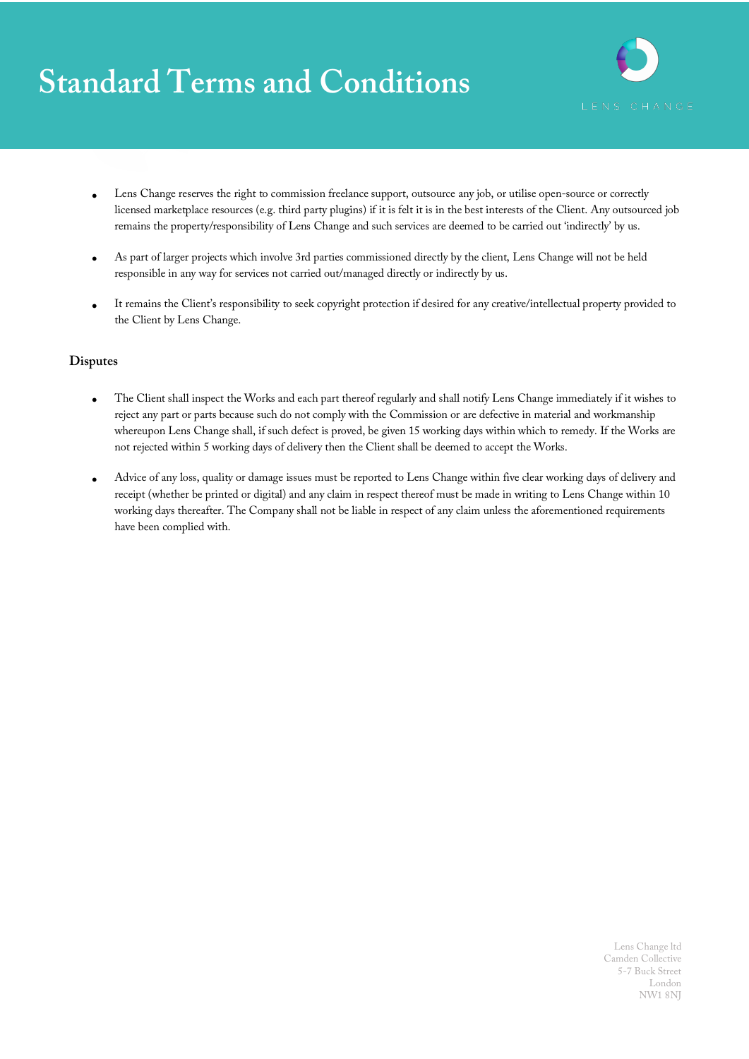# Standard Terms and Conditions

- Lens Change reserves the right to commission freelance support, outsource any job, or utilise open-source or correctly licensed marketplace resources (e.g. third party plugins) if it is felt it is in the best interests of the Client. Any outsourced job remains the property/responsibility of Lens Change and such services are deemed to be carried out 'indirectly' by us.

- As part of larger projects which involve 3rd parties commissioned directly by the client, Lens Change will not be held responsible in any way for services not carried out/managed directly or indirectly by us.

- It remains the Client's responsibility to seek copyright protection if desired for any creative/intellectual property provided to the Client by Lens Change.

### Disputes

- The Client shall inspect the Works and each part thereof regularly and shall notify Lens Change immediately if it wishes to reject any part or parts because such do not comply with the Commission or are defective in material and workmanship whereupon Lens Change shall, if such defect is proved, be given 15 working days within which to remedy. If the Works are not rejected within 5 working days of delivery then the Client shall be deemed to accept the Works.

- Advice of any loss, quality or damage issues must be reported to Lens Change within five clear working days of delivery and receipt (whether be printed or digital) and any claim in respect thereof must be made in writing to Lens Change within 10 working days thereafter. The Company shall not be liable in respect of any claim unless the aforementioned requirements have been complied with.

Lens Change ltd
Camden Collective
5-7 Buck Street
London
NW1 8NJ